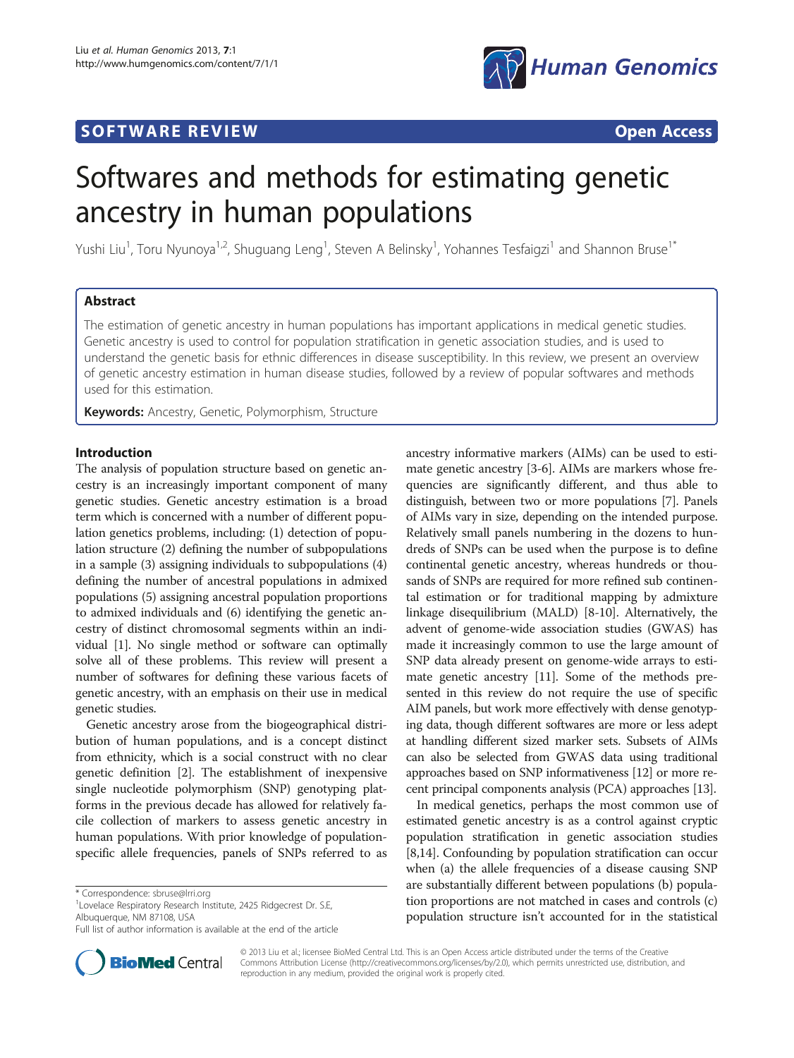SOFTWARE REVIEW Open Access

# Softwares and methods for estimating genetic ancestry in human populations

Yushi Liu[1], Toru Nyunoya[1,2], Shuguang Leng[1], Steven A Belinsky[1], Yohannes Tesfaigzi[1] and Shannon Bruse[1*]

## Abstract

The estimation of genetic ancestry in human populations has important applications in medical genetic studies. Genetic ancestry is used to control for population stratification in genetic association studies, and is used to understand the genetic basis for ethnic differences in disease susceptibility. In this review, we present an overview of genetic ancestry estimation in human disease studies, followed by a review of popular softwares and methods used for this estimation.

**Keywords:** Ancestry, Genetic, Polymorphism, Structure

## Introduction

The analysis of population structure based on genetic ancestry is an increasingly important component of many genetic studies. Genetic ancestry estimation is a broad term which is concerned with a number of different population genetics problems, including: (1) detection of population structure (2) defining the number of subpopulations in a sample (3) assigning individuals to subpopulations (4) defining the number of ancestral populations in admixed populations (5) assigning ancestral population proportions to admixed individuals and (6) identifying the genetic ancestry of distinct chromosomal segments within an individual [1]. No single method or software can optimally solve all of these problems. This review will present a number of softwares for defining these various facets of genetic ancestry, with an emphasis on their use in medical genetic studies.

Genetic ancestry arose from the biogeographical distribution of human populations, and is a concept distinct from ethnicity, which is a social construct with no clear genetic definition [2]. The establishment of inexpensive single nucleotide polymorphism (SNP) genotyping platforms in the previous decade has allowed for relatively facile collection of markers to assess genetic ancestry in human populations. With prior knowledge of population-specific allele frequencies, panels of SNPs referred to as ancestry informative markers (AIMs) can be used to estimate genetic ancestry [3-6]. AIMs are markers whose frequencies are significantly different, and thus able to distinguish, between two or more populations [7]. Panels of AIMs vary in size, depending on the intended purpose. Relatively small panels numbering in the dozens to hundreds of SNPs can be used when the purpose is to define continental genetic ancestry, whereas hundreds or thousands of SNPs are required for more refined sub continental estimation or for traditional mapping by admixture linkage disequilibrium (MALD) [8-10]. Alternatively, the advent of genome-wide association studies (GWAS) has made it increasingly common to use the large amount of SNP data already present on genome-wide arrays to estimate genetic ancestry [11]. Some of the methods presented in this review do not require the use of specific AIM panels, but work more effectively with dense genotyping data, though different softwares are more or less adept at handling different sized marker sets. Subsets of AIMs can also be selected from GWAS data using traditional approaches based on SNP informativeness [12] or more recent principal components analysis (PCA) approaches [13].

In medical genetics, perhaps the most common use of estimated genetic ancestry is as a control against cryptic population stratification in genetic association studies [8,14]. Confounding by population stratification can occur when (a) the allele frequencies of a disease causing SNP are substantially different between populations (b) population proportions are not matched in cases and controls (c) population structure isn't accounted for in the statistical

* Correspondence: sbruse@lrri.org
[1]Lovelace Respiratory Research Institute, 2425 Ridgecrest Dr. S.E, Albuquerque, NM 87108, USA
Full list of author information is available at the end of the article

© 2013 Liu et al.; licensee BioMed Central Ltd. This is an Open Access article distributed under the terms of the Creative Commons Attribution License (http://creativecommons.org/licenses/by/2.0), which permits unrestricted use, distribution, and reproduction in any medium, provided the original work is properly cited.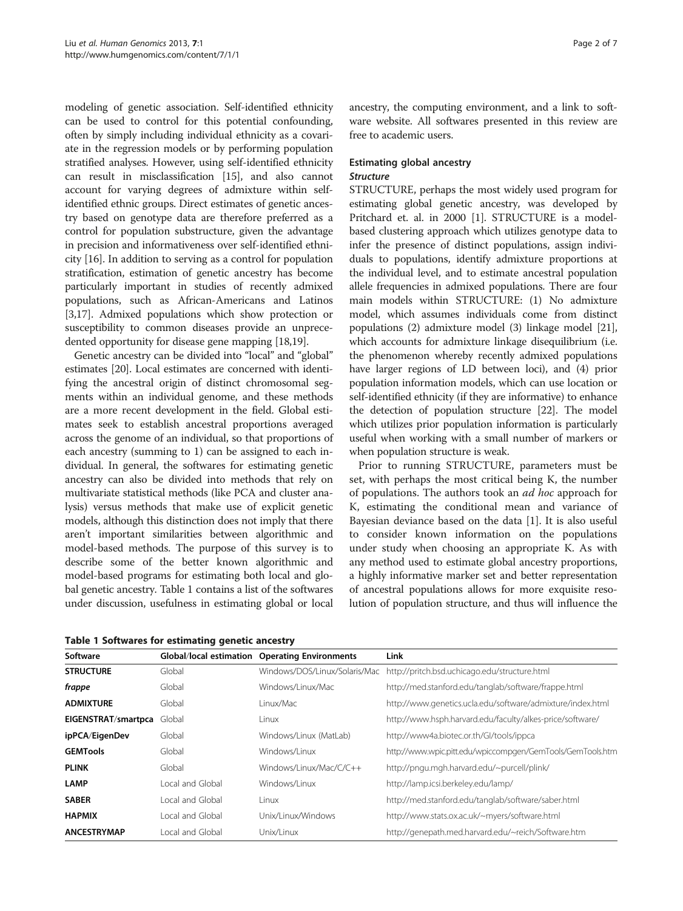modeling of genetic association. Self-identified ethnicity can be used to control for this potential confounding, often by simply including individual ethnicity as a covariate in the regression models or by performing population stratified analyses. However, using self-identified ethnicity can result in misclassification [15], and also cannot account for varying degrees of admixture within self-identified ethnic groups. Direct estimates of genetic ancestry based on genotype data are therefore preferred as a control for population substructure, given the advantage in precision and informativeness over self-identified ethnicity [16]. In addition to serving as a control for population stratification, estimation of genetic ancestry has become particularly important in studies of recently admixed populations, such as African-Americans and Latinos [3,17]. Admixed populations which show protection or susceptibility to common diseases provide an unprecedented opportunity for disease gene mapping [18,19].

Genetic ancestry can be divided into "local" and "global" estimates [20]. Local estimates are concerned with identifying the ancestral origin of distinct chromosomal segments within an individual genome, and these methods are a more recent development in the field. Global estimates seek to establish ancestral proportions averaged across the genome of an individual, so that proportions of each ancestry (summing to 1) can be assigned to each individual. In general, the softwares for estimating genetic ancestry can also be divided into methods that rely on multivariate statistical methods (like PCA and cluster analysis) versus methods that make use of explicit genetic models, although this distinction does not imply that there aren't important similarities between algorithmic and model-based methods. The purpose of this survey is to describe some of the better known algorithmic and model-based programs for estimating both local and global genetic ancestry. Table 1 contains a list of the softwares under discussion, usefulness in estimating global or local ancestry, the computing environment, and a link to software website. All softwares presented in this review are free to academic users.

## Estimating global ancestry

### *Structure*

STRUCTURE, perhaps the most widely used program for estimating global genetic ancestry, was developed by Pritchard et. al. in 2000 [1]. STRUCTURE is a model-based clustering approach which utilizes genotype data to infer the presence of distinct populations, assign individuals to populations, identify admixture proportions at the individual level, and to estimate ancestral population allele frequencies in admixed populations. There are four main models within STRUCTURE: (1) No admixture model, which assumes individuals come from distinct populations (2) admixture model (3) linkage model [21], which accounts for admixture linkage disequilibrium (i.e. the phenomenon whereby recently admixed populations have larger regions of LD between loci), and (4) prior population information models, which can use location or self-identified ethnicity (if they are informative) to enhance the detection of population structure [22]. The model which utilizes prior population information is particularly useful when working with a small number of markers or when population structure is weak.

Prior to running STRUCTURE, parameters must be set, with perhaps the most critical being K, the number of populations. The authors took an *ad hoc* approach for K, estimating the conditional mean and variance of Bayesian deviance based on the data [1]. It is also useful to consider known information on the populations under study when choosing an appropriate K. As with any method used to estimate global ancestry proportions, a highly informative marker set and better representation of ancestral populations allows for more exquisite resolution of population structure, and thus will influence the

**Table 1 Softwares for estimating genetic ancestry**

| Software | Global/local estimation | Operating Environments | Link |
|---|---|---|---|
| **STRUCTURE** | Global | Windows/DOS/Linux/Solaris/Mac | http://pritch.bsd.uchicago.edu/structure.html |
| ***frappe*** | Global | Windows/Linux/Mac | http://med.stanford.edu/tanglab/software/frappe.html |
| **ADMIXTURE** | Global | Linux/Mac | http://www.genetics.ucla.edu/software/admixture/index.html |
| **EIGENSTRAT/smartpca** | Global | Linux | http://www.hsph.harvard.edu/faculty/alkes-price/software/ |
| **ipPCA/EigenDev** | Global | Windows/Linux (MatLab) | http://www4a.biotec.or.th/GI/tools/ippca |
| **GEMTools** | Global | Windows/Linux | http://www.wpic.pitt.edu/wpiccompgen/GemTools/GemTools.htm |
| **PLINK** | Global | Windows/Linux/Mac/C/C++ | http://pngu.mgh.harvard.edu/~purcell/plink/ |
| **LAMP** | Local and Global | Windows/Linux | http://lamp.icsi.berkeley.edu/lamp/ |
| **SABER** | Local and Global | Linux | http://med.stanford.edu/tanglab/software/saber.html |
| **HAPMIX** | Local and Global | Unix/Linux/Windows | http://www.stats.ox.ac.uk/~myers/software.html |
| **ANCESTRYMAP** | Local and Global | Unix/Linux | http://genepath.med.harvard.edu/~reich/Software.htm |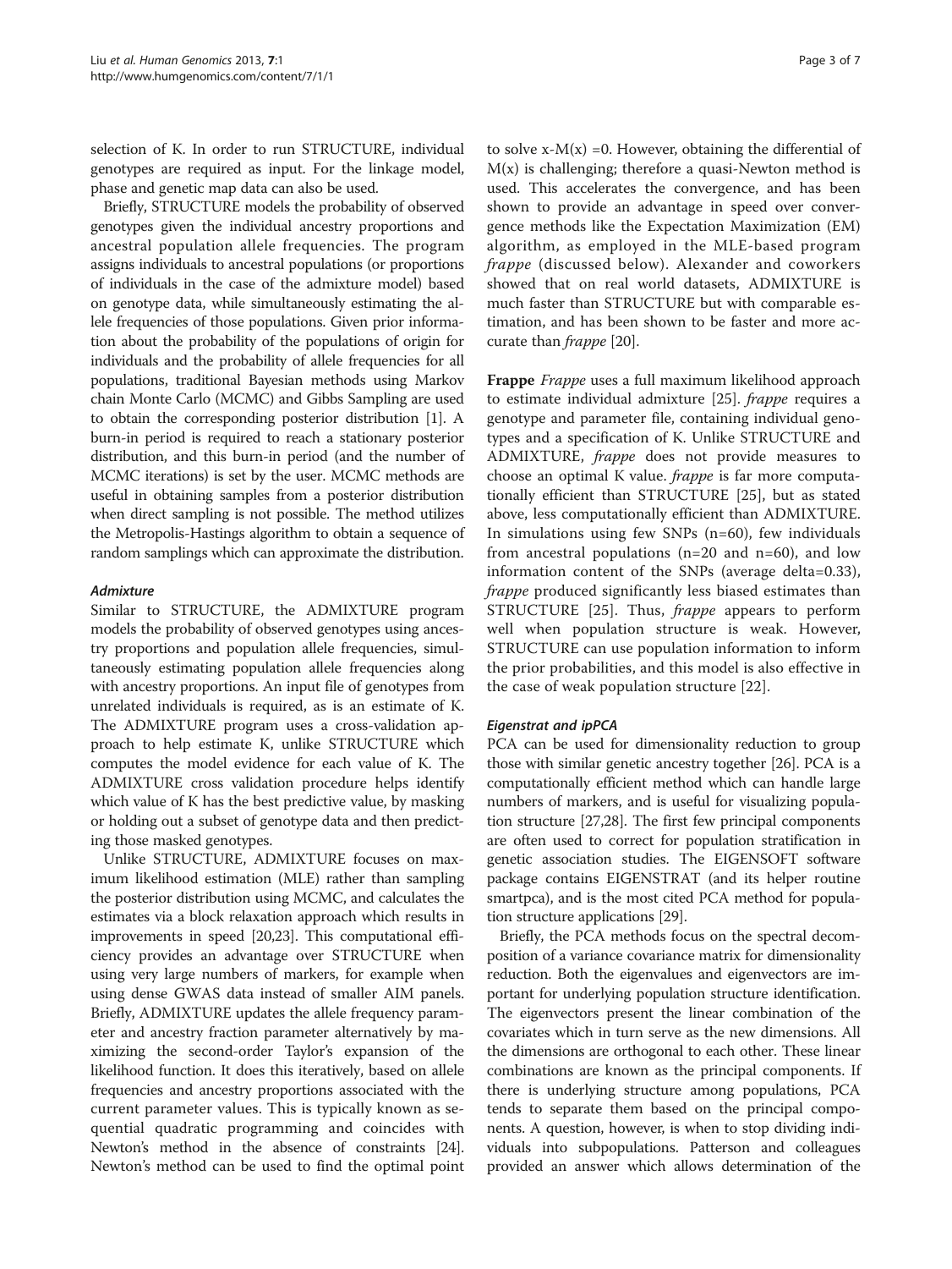selection of K. In order to run STRUCTURE, individual genotypes are required as input. For the linkage model, phase and genetic map data can also be used.

Briefly, STRUCTURE models the probability of observed genotypes given the individual ancestry proportions and ancestral population allele frequencies. The program assigns individuals to ancestral populations (or proportions of individuals in the case of the admixture model) based on genotype data, while simultaneously estimating the allele frequencies of those populations. Given prior information about the probability of the populations of origin for individuals and the probability of allele frequencies for all populations, traditional Bayesian methods using Markov chain Monte Carlo (MCMC) and Gibbs Sampling are used to obtain the corresponding posterior distribution [1]. A burn-in period is required to reach a stationary posterior distribution, and this burn-in period (and the number of MCMC iterations) is set by the user. MCMC methods are useful in obtaining samples from a posterior distribution when direct sampling is not possible. The method utilizes the Metropolis-Hastings algorithm to obtain a sequence of random samplings which can approximate the distribution.

### *Admixture*

Similar to STRUCTURE, the ADMIXTURE program models the probability of observed genotypes using ancestry proportions and population allele frequencies, simultaneously estimating population allele frequencies along with ancestry proportions. An input file of genotypes from unrelated individuals is required, as is an estimate of K. The ADMIXTURE program uses a cross-validation approach to help estimate K, unlike STRUCTURE which computes the model evidence for each value of K. The ADMIXTURE cross validation procedure helps identify which value of K has the best predictive value, by masking or holding out a subset of genotype data and then predicting those masked genotypes.

Unlike STRUCTURE, ADMIXTURE focuses on maximum likelihood estimation (MLE) rather than sampling the posterior distribution using MCMC, and calculates the estimates via a block relaxation approach which results in improvements in speed [20,23]. This computational efficiency provides an advantage over STRUCTURE when using very large numbers of markers, for example when using dense GWAS data instead of smaller AIM panels. Briefly, ADMIXTURE updates the allele frequency parameter and ancestry fraction parameter alternatively by maximizing the second-order Taylor's expansion of the likelihood function. It does this iteratively, based on allele frequencies and ancestry proportions associated with the current parameter values. This is typically known as sequential quadratic programming and coincides with Newton's method in the absence of constraints [24]. Newton's method can be used to find the optimal point to solve $x-M(x) = 0$. However, obtaining the differential of $M(x)$ is challenging; therefore a quasi-Newton method is used. This accelerates the convergence, and has been shown to provide an advantage in speed over convergence methods like the Expectation Maximization (EM) algorithm, as employed in the MLE-based program *frappe* (discussed below). Alexander and coworkers showed that on real world datasets, ADMIXTURE is much faster than STRUCTURE but with comparable estimation, and has been shown to be faster and more accurate than *frappe* [20].

**Frappe** *Frappe* uses a full maximum likelihood approach to estimate individual admixture [25]. *frappe* requires a genotype and parameter file, containing individual genotypes and a specification of K. Unlike STRUCTURE and ADMIXTURE, *frappe* does not provide measures to choose an optimal K value. *frappe* is far more computationally efficient than STRUCTURE [25], but as stated above, less computationally efficient than ADMIXTURE. In simulations using few SNPs (n=60), few individuals from ancestral populations (n=20 and n=60), and low information content of the SNPs (average delta=0.33), *frappe* produced significantly less biased estimates than STRUCTURE [25]. Thus, *frappe* appears to perform well when population structure is weak. However, STRUCTURE can use population information to inform the prior probabilities, and this model is also effective in the case of weak population structure [22].

### *Eigenstrat and ipPCA*

PCA can be used for dimensionality reduction to group those with similar genetic ancestry together [26]. PCA is a computationally efficient method which can handle large numbers of markers, and is useful for visualizing population structure [27,28]. The first few principal components are often used to correct for population stratification in genetic association studies. The EIGENSOFT software package contains EIGENSTRAT (and its helper routine smartpca), and is the most cited PCA method for population structure applications [29].

Briefly, the PCA methods focus on the spectral decomposition of a variance covariance matrix for dimensionality reduction. Both the eigenvalues and eigenvectors are important for underlying population structure identification. The eigenvectors present the linear combination of the covariates which in turn serve as the new dimensions. All the dimensions are orthogonal to each other. These linear combinations are known as the principal components. If there is underlying structure among populations, PCA tends to separate them based on the principal components. A question, however, is when to stop dividing individuals into subpopulations. Patterson and colleagues provided an answer which allows determination of the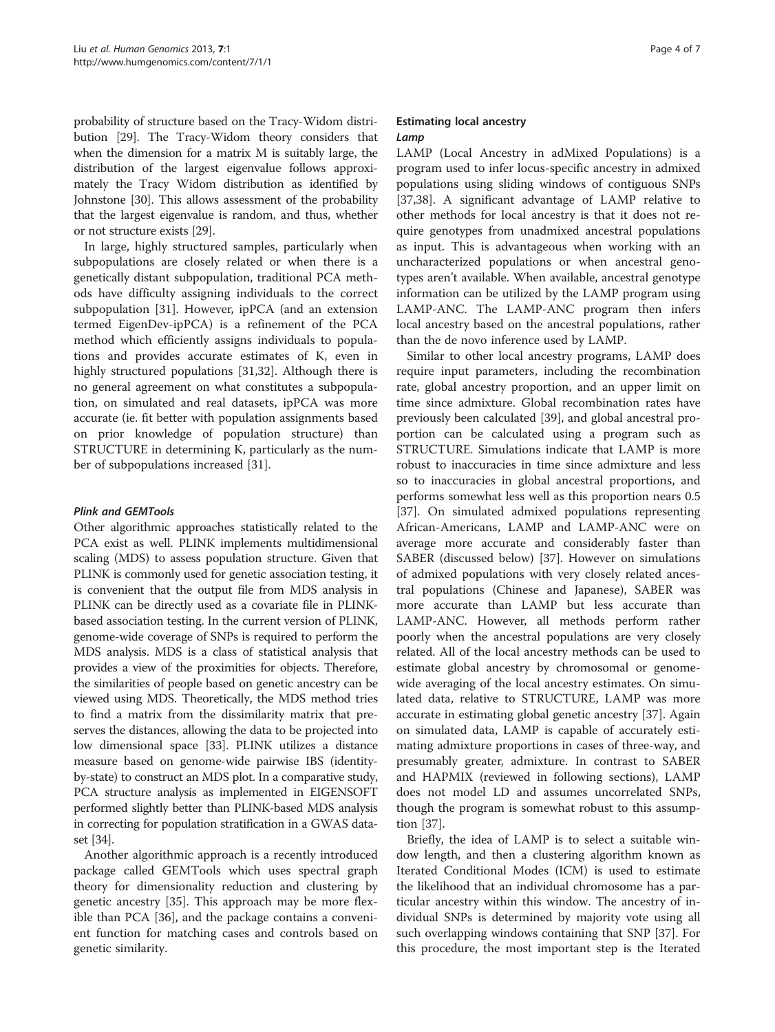probability of structure based on the Tracy-Widom distribution [29]. The Tracy-Widom theory considers that when the dimension for a matrix M is suitably large, the distribution of the largest eigenvalue follows approximately the Tracy Widom distribution as identified by Johnstone [30]. This allows assessment of the probability that the largest eigenvalue is random, and thus, whether or not structure exists [29].

In large, highly structured samples, particularly when subpopulations are closely related or when there is a genetically distant subpopulation, traditional PCA methods have difficulty assigning individuals to the correct subpopulation [31]. However, ipPCA (and an extension termed EigenDev-ipPCA) is a refinement of the PCA method which efficiently assigns individuals to populations and provides accurate estimates of K, even in highly structured populations [31,32]. Although there is no general agreement on what constitutes a subpopulation, on simulated and real datasets, ipPCA was more accurate (ie. fit better with population assignments based on prior knowledge of population structure) than STRUCTURE in determining K, particularly as the number of subpopulations increased [31].

#### *Plink and GEMTools*

Other algorithmic approaches statistically related to the PCA exist as well. PLINK implements multidimensional scaling (MDS) to assess population structure. Given that PLINK is commonly used for genetic association testing, it is convenient that the output file from MDS analysis in PLINK can be directly used as a covariate file in PLINK-based association testing. In the current version of PLINK, genome-wide coverage of SNPs is required to perform the MDS analysis. MDS is a class of statistical analysis that provides a view of the proximities for objects. Therefore, the similarities of people based on genetic ancestry can be viewed using MDS. Theoretically, the MDS method tries to find a matrix from the dissimilarity matrix that preserves the distances, allowing the data to be projected into low dimensional space [33]. PLINK utilizes a distance measure based on genome-wide pairwise IBS (identity-by-state) to construct an MDS plot. In a comparative study, PCA structure analysis as implemented in EIGENSOFT performed slightly better than PLINK-based MDS analysis in correcting for population stratification in a GWAS dataset [34].

Another algorithmic approach is a recently introduced package called GEMTools which uses spectral graph theory for dimensionality reduction and clustering by genetic ancestry [35]. This approach may be more flexible than PCA [36], and the package contains a convenient function for matching cases and controls based on genetic similarity.

### Estimating local ancestry

#### *Lamp*

LAMP (Local Ancestry in adMixed Populations) is a program used to infer locus-specific ancestry in admixed populations using sliding windows of contiguous SNPs [37,38]. A significant advantage of LAMP relative to other methods for local ancestry is that it does not require genotypes from unadmixed ancestral populations as input. This is advantageous when working with an uncharacterized populations or when ancestral genotypes aren't available. When available, ancestral genotype information can be utilized by the LAMP program using LAMP-ANC. The LAMP-ANC program then infers local ancestry based on the ancestral populations, rather than the de novo inference used by LAMP.

Similar to other local ancestry programs, LAMP does require input parameters, including the recombination rate, global ancestry proportion, and an upper limit on time since admixture. Global recombination rates have previously been calculated [39], and global ancestral proportion can be calculated using a program such as STRUCTURE. Simulations indicate that LAMP is more robust to inaccuracies in time since admixture and less so to inaccuracies in global ancestral proportions, and performs somewhat less well as this proportion nears 0.5 [37]. On simulated admixed populations representing African-Americans, LAMP and LAMP-ANC were on average more accurate and considerably faster than SABER (discussed below) [37]. However on simulations of admixed populations with very closely related ancestral populations (Chinese and Japanese), SABER was more accurate than LAMP but less accurate than LAMP-ANC. However, all methods perform rather poorly when the ancestral populations are very closely related. All of the local ancestry methods can be used to estimate global ancestry by chromosomal or genome-wide averaging of the local ancestry estimates. On simulated data, relative to STRUCTURE, LAMP was more accurate in estimating global genetic ancestry [37]. Again on simulated data, LAMP is capable of accurately estimating admixture proportions in cases of three-way, and presumably greater, admixture. In contrast to SABER and HAPMIX (reviewed in following sections), LAMP does not model LD and assumes uncorrelated SNPs, though the program is somewhat robust to this assumption [37].

Briefly, the idea of LAMP is to select a suitable window length, and then a clustering algorithm known as Iterated Conditional Modes (ICM) is used to estimate the likelihood that an individual chromosome has a particular ancestry within this window. The ancestry of individual SNPs is determined by majority vote using all such overlapping windows containing that SNP [37]. For this procedure, the most important step is the Iterated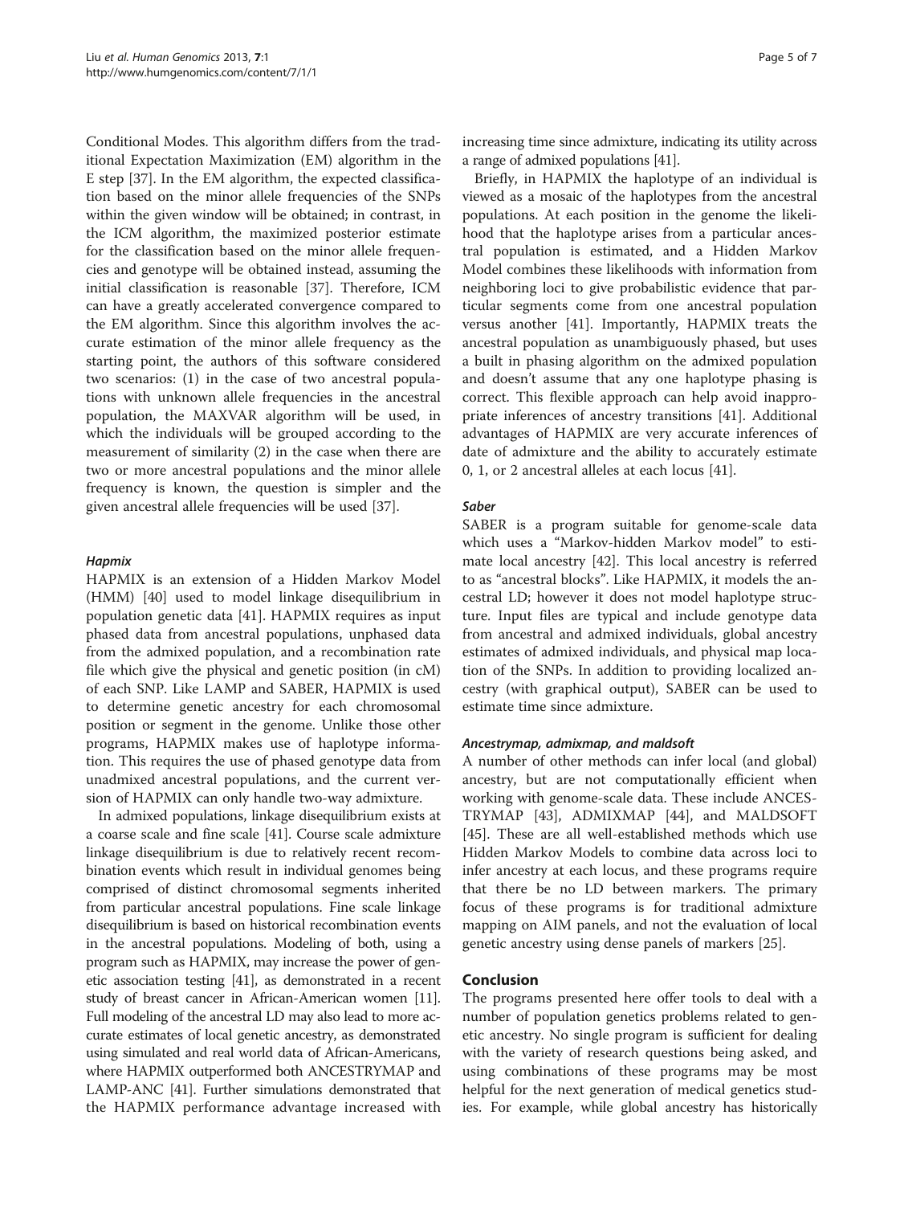Conditional Modes. This algorithm differs from the traditional Expectation Maximization (EM) algorithm in the E step [37]. In the EM algorithm, the expected classification based on the minor allele frequencies of the SNPs within the given window will be obtained; in contrast, in the ICM algorithm, the maximized posterior estimate for the classification based on the minor allele frequencies and genotype will be obtained instead, assuming the initial classification is reasonable [37]. Therefore, ICM can have a greatly accelerated convergence compared to the EM algorithm. Since this algorithm involves the accurate estimation of the minor allele frequency as the starting point, the authors of this software considered two scenarios: (1) in the case of two ancestral populations with unknown allele frequencies in the ancestral population, the MAXVAR algorithm will be used, in which the individuals will be grouped according to the measurement of similarity (2) in the case when there are two or more ancestral populations and the minor allele frequency is known, the question is simpler and the given ancestral allele frequencies will be used [37].

#### *Hapmix*

HAPMIX is an extension of a Hidden Markov Model (HMM) [40] used to model linkage disequilibrium in population genetic data [41]. HAPMIX requires as input phased data from ancestral populations, unphased data from the admixed population, and a recombination rate file which give the physical and genetic position (in cM) of each SNP. Like LAMP and SABER, HAPMIX is used to determine genetic ancestry for each chromosomal position or segment in the genome. Unlike those other programs, HAPMIX makes use of haplotype information. This requires the use of phased genotype data from unadmixed ancestral populations, and the current version of HAPMIX can only handle two-way admixture.

In admixed populations, linkage disequilibrium exists at a coarse scale and fine scale [41]. Course scale admixture linkage disequilibrium is due to relatively recent recombination events which result in individual genomes being comprised of distinct chromosomal segments inherited from particular ancestral populations. Fine scale linkage disequilibrium is based on historical recombination events in the ancestral populations. Modeling of both, using a program such as HAPMIX, may increase the power of genetic association testing [41], as demonstrated in a recent study of breast cancer in African-American women [11]. Full modeling of the ancestral LD may also lead to more accurate estimates of local genetic ancestry, as demonstrated using simulated and real world data of African-Americans, where HAPMIX outperformed both ANCESTRYMAP and LAMP-ANC [41]. Further simulations demonstrated that the HAPMIX performance advantage increased with increasing time since admixture, indicating its utility across a range of admixed populations [41].

Briefly, in HAPMIX the haplotype of an individual is viewed as a mosaic of the haplotypes from the ancestral populations. At each position in the genome the likelihood that the haplotype arises from a particular ancestral population is estimated, and a Hidden Markov Model combines these likelihoods with information from neighboring loci to give probabilistic evidence that particular segments come from one ancestral population versus another [41]. Importantly, HAPMIX treats the ancestral population as unambiguously phased, but uses a built in phasing algorithm on the admixed population and doesn't assume that any one haplotype phasing is correct. This flexible approach can help avoid inappropriate inferences of ancestry transitions [41]. Additional advantages of HAPMIX are very accurate inferences of date of admixture and the ability to accurately estimate 0, 1, or 2 ancestral alleles at each locus [41].

#### *Saber*

SABER is a program suitable for genome-scale data which uses a "Markov-hidden Markov model" to estimate local ancestry [42]. This local ancestry is referred to as "ancestral blocks". Like HAPMIX, it models the ancestral LD; however it does not model haplotype structure. Input files are typical and include genotype data from ancestral and admixed individuals, global ancestry estimates of admixed individuals, and physical map location of the SNPs. In addition to providing localized ancestry (with graphical output), SABER can be used to estimate time since admixture.

#### *Ancestrymap, admixmap, and maldsoft*

A number of other methods can infer local (and global) ancestry, but are not computationally efficient when working with genome-scale data. These include ANCESTRYMAP [43], ADMIXMAP [44], and MALDSOFT [45]. These are all well-established methods which use Hidden Markov Models to combine data across loci to infer ancestry at each locus, and these programs require that there be no LD between markers. The primary focus of these programs is for traditional admixture mapping on AIM panels, and not the evaluation of local genetic ancestry using dense panels of markers [25].

## Conclusion

The programs presented here offer tools to deal with a number of population genetics problems related to genetic ancestry. No single program is sufficient for dealing with the variety of research questions being asked, and using combinations of these programs may be most helpful for the next generation of medical genetics studies. For example, while global ancestry has historically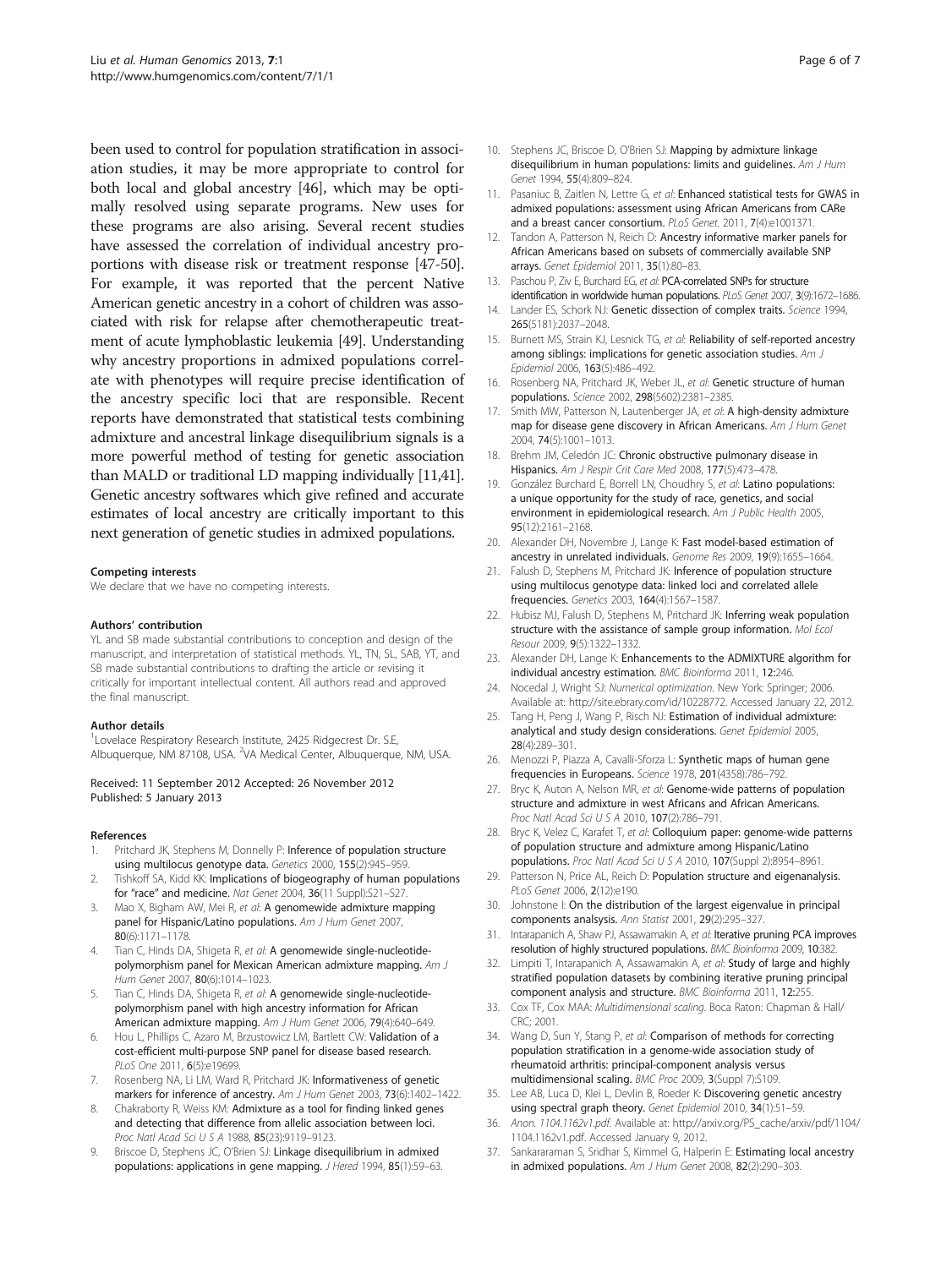been used to control for population stratification in association studies, it may be more appropriate to control for both local and global ancestry [46], which may be optimally resolved using separate programs. New uses for these programs are also arising. Several recent studies have assessed the correlation of individual ancestry proportions with disease risk or treatment response [47-50]. For example, it was reported that the percent Native American genetic ancestry in a cohort of children was associated with risk for relapse after chemotherapeutic treatment of acute lymphoblastic leukemia [49]. Understanding why ancestry proportions in admixed populations correlate with phenotypes will require precise identification of the ancestry specific loci that are responsible. Recent reports have demonstrated that statistical tests combining admixture and ancestral linkage disequilibrium signals is a more powerful method of testing for genetic association than MALD or traditional LD mapping individually [11,41]. Genetic ancestry softwares which give refined and accurate estimates of local ancestry are critically important to this next generation of genetic studies in admixed populations.

#### Competing interests

We declare that we have no competing interests.

#### Authors' contribution

YL and SB made substantial contributions to conception and design of the manuscript, and interpretation of statistical methods. YL, TN, SL, SAB, YT, and SB made substantial contributions to drafting the article or revising it critically for important intellectual content. All authors read and approved the final manuscript.

#### Author details

[1]Lovelace Respiratory Research Institute, 2425 Ridgecrest Dr. S.E, Albuquerque, NM 87108, USA. [2]VA Medical Center, Albuquerque, NM, USA.

Received: 11 September 2012 Accepted: 26 November 2012
Published: 5 January 2013

#### References

1. Pritchard JK, Stephens M, Donnelly P: **Inference of population structure using multilocus genotype data.** *Genetics* 2000, **155**(2):945–959.
2. Tishkoff SA, Kidd KK: **Implications of biogeography of human populations for "race" and medicine.** *Nat Genet* 2004, **36**(11 Suppl):S21–S27.
3. Mao X, Bigham AW, Mei R, *et al*: **A genomewide admixture mapping panel for Hispanic/Latino populations.** *Am J Hum Genet* 2007, **80**(6):1171–1178.
4. Tian C, Hinds DA, Shigeta R, *et al*: **A genomewide single-nucleotide-polymorphism panel for Mexican American admixture mapping.** *Am J Hum Genet* 2007, **80**(6):1014–1023.
5. Tian C, Hinds DA, Shigeta R, *et al*: **A genomewide single-nucleotide-polymorphism panel with high ancestry information for African American admixture mapping.** *Am J Hum Genet* 2006, **79**(4):640–649.
6. Hou L, Phillips C, Azaro M, Brzustowicz LM, Bartlett CW: **Validation of a cost-efficient multi-purpose SNP panel for disease based research.** *PLoS One* 2011, **6**(5):e19699.
7. Rosenberg NA, Li LM, Ward R, Pritchard JK: **Informativeness of genetic markers for inference of ancestry.** *Am J Hum Genet* 2003, **73**(6):1402–1422.
8. Chakraborty R, Weiss KM: **Admixture as a tool for finding linked genes and detecting that difference from allelic association between loci.** *Proc Natl Acad Sci U S A* 1988, **85**(23):9119–9123.
9. Briscoe D, Stephens JC, O'Brien SJ: **Linkage disequilibrium in admixed populations: applications in gene mapping.** *J Hered* 1994, **85**(1):59–63.
10. Stephens JC, Briscoe D, O'Brien SJ: **Mapping by admixture linkage disequilibrium in human populations: limits and guidelines.** *Am J Hum Genet* 1994, **55**(4):809–824.
11. Pasaniuc B, Zaitlen N, Lettre G, *et al*: **Enhanced statistical tests for GWAS in admixed populations: assessment using African Americans from CARe and a breast cancer consortium.** *PLoS Genet.* 2011, **7**(4):e1001371.
12. Tandon A, Patterson N, Reich D: **Ancestry informative marker panels for African Americans based on subsets of commercially available SNP arrays.** *Genet Epidemiol* 2011, **35**(1):80–83.
13. Paschou P, Ziv E, Burchard EG, *et al*: **PCA-correlated SNPs for structure identification in worldwide human populations.** *PLoS Genet* 2007, **3**(9):1672–1686.
14. Lander ES, Schork NJ: **Genetic dissection of complex traits.** *Science* 1994, **265**(5181):2037–2048.
15. Burnett MS, Strain KJ, Lesnick TG, *et al*: **Reliability of self-reported ancestry among siblings: implications for genetic association studies.** *Am J Epidemiol* 2006, **163**(5):486–492.
16. Rosenberg NA, Pritchard JK, Weber JL, *et al*: **Genetic structure of human populations.** *Science* 2002, **298**(5602):2381–2385.
17. Smith MW, Patterson N, Lautenberger JA, *et al*: **A high-density admixture map for disease gene discovery in African Americans.** *Am J Hum Genet* 2004, **74**(5):1001–1013.
18. Brehm JM, Celedón JC: **Chronic obstructive pulmonary disease in Hispanics.** *Am J Respir Crit Care Med* 2008, **177**(5):473–478.
19. González Burchard E, Borrell LN, Choudhry S, *et al*: **Latino populations: a unique opportunity for the study of race, genetics, and social environment in epidemiological research.** *Am J Public Health* 2005, **95**(12):2161–2168.
20. Alexander DH, Novembre J, Lange K: **Fast model-based estimation of ancestry in unrelated individuals.** *Genome Res* 2009, **19**(9):1655–1664.
21. Falush D, Stephens M, Pritchard JK: **Inference of population structure using multilocus genotype data: linked loci and correlated allele frequencies.** *Genetics* 2003, **164**(4):1567–1587.
22. Hubisz MJ, Falush D, Stephens M, Pritchard JK: **Inferring weak population structure with the assistance of sample group information.** *Mol Ecol Resour* 2009, **9**(5):1322–1332.
23. Alexander DH, Lange K: **Enhancements to the ADMIXTURE algorithm for individual ancestry estimation.** *BMC Bioinforma* 2011, **12**:246.
24. Nocedal J, Wright SJ: *Numerical optimization*. New York: Springer; 2006. Available at: http://site.ebrary.com/id/10228772. Accessed January 22, 2012.
25. Tang H, Peng J, Wang P, Risch NJ: **Estimation of individual admixture: analytical and study design considerations.** *Genet Epidemiol* 2005, **28**(4):289–301.
26. Menozzi P, Piazza A, Cavalli-Sforza L: **Synthetic maps of human gene frequencies in Europeans.** *Science* 1978, **201**(4358):786–792.
27. Bryc K, Auton A, Nelson MR, *et al*: **Genome-wide patterns of population structure and admixture in west Africans and African Americans.** *Proc Natl Acad Sci U S A* 2010, **107**(2):786–791.
28. Bryc K, Velez C, Karafet T, *et al*: **Colloquium paper: genome-wide patterns of population structure and admixture among Hispanic/Latino populations.** *Proc Natl Acad Sci U S A* 2010, **107**(Suppl 2):8954–8961.
29. Patterson N, Price AL, Reich D: **Population structure and eigenanalysis.** *PLoS Genet* 2006, **2**(12):e190.
30. Johnstone I: **On the distribution of the largest eigenvalue in principal components analsysis.** *Ann Statist* 2001, **29**(2):295–327.
31. Intarapanich A, Shaw PJ, Assawamakin A, *et al*: **Iterative pruning PCA improves resolution of highly structured populations.** *BMC Bioinforma* 2009, **10**:382.
32. Limpiti T, Intarapanich A, Assawamakin A, *et al*: **Study of large and highly stratified population datasets by combining iterative pruning principal component analysis and structure.** *BMC Bioinforma* 2011, **12**:255.
33. Cox TF, Cox MAA: *Multidimensional scaling*. Boca Raton: Chapman & Hall/CRC; 2001.
34. Wang D, Sun Y, Stang P, *et al*: **Comparison of methods for correcting population stratification in a genome-wide association study of rheumatoid arthritis: principal-component analysis versus multidimensional scaling.** *BMC Proc* 2009, **3**(Suppl 7):S109.
35. Lee AB, Luca D, Klei L, Devlin B, Roeder K: **Discovering genetic ancestry using spectral graph theory.** *Genet Epidemiol* 2010, **34**(1):51–59.
36. Anon. *1104.1162v1.pdf*. Available at: http://arxiv.org/PS_cache/arxiv/pdf/1104/1104.1162v1.pdf. Accessed January 9, 2012.
37. Sankararaman S, Sridhar S, Kimmel G, Halperin E: **Estimating local ancestry in admixed populations.** *Am J Hum Genet* 2008, **82**(2):290–303.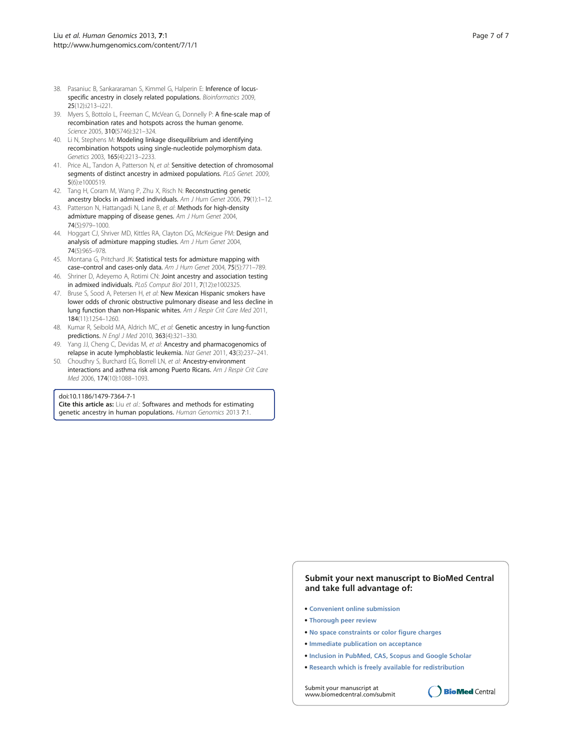38. Pasaniuc B, Sankararaman S, Kimmel G, Halperin E: **Inference of locus-specific ancestry in closely related populations.** *Bioinformatics* 2009, **25**(12):i213–i221.
39. Myers S, Bottolo L, Freeman C, McVean G, Donnelly P: **A fine-scale map of recombination rates and hotspots across the human genome.** *Science* 2005, **310**(5746):321–324.
40. Li N, Stephens M: **Modeling linkage disequilibrium and identifying recombination hotspots using single-nucleotide polymorphism data.** *Genetics* 2003, **165**(4):2213–2233.
41. Price AL, Tandon A, Patterson N, *et al*: **Sensitive detection of chromosomal segments of distinct ancestry in admixed populations.** *PLoS Genet.* 2009, **5**(6):e1000519.
42. Tang H, Coram M, Wang P, Zhu X, Risch N: **Reconstructing genetic ancestry blocks in admixed individuals.** *Am J Hum Genet* 2006, **79**(1):1–12.
43. Patterson N, Hattangadi N, Lane B, *et al*: **Methods for high-density admixture mapping of disease genes.** *Am J Hum Genet* 2004, **74**(5):979–1000.
44. Hoggart CJ, Shriver MD, Kittles RA, Clayton DG, McKeigue PM: **Design and analysis of admixture mapping studies.** *Am J Hum Genet* 2004, **74**(5):965–978.
45. Montana G, Pritchard JK: **Statistical tests for admixture mapping with case–control and cases-only data.** *Am J Hum Genet* 2004, **75**(5):771–789.
46. Shriner D, Adeyemo A, Rotimi CN: **Joint ancestry and association testing in admixed individuals.** *PLoS Comput Biol* 2011, **7**(12):e1002325.
47. Bruse S, Sood A, Petersen H, *et al*: **New Mexican Hispanic smokers have lower odds of chronic obstructive pulmonary disease and less decline in lung function than non-Hispanic whites.** *Am J Respir Crit Care Med* 2011, **184**(11):1254–1260.
48. Kumar R, Seibold MA, Aldrich MC, *et al*: **Genetic ancestry in lung-function predictions.** *N Engl J Med* 2010, **363**(4):321–330.
49. Yang JJ, Cheng C, Devidas M, *et al*: **Ancestry and pharmacogenomics of relapse in acute lymphoblastic leukemia.** *Nat Genet* 2011, **43**(3):237–241.
50. Choudhry S, Burchard EG, Borrell LN, *et al*: **Ancestry-environment interactions and asthma risk among Puerto Ricans.** *Am J Respir Crit Care Med* 2006, **174**(10):1088–1093.

doi:10.1186/1479-7364-7-1
**Cite this article as:** Liu *et al.*: Softwares and methods for estimating genetic ancestry in human populations. *Human Genomics* 2013 **7**:1.

**Submit your next manuscript to BioMed Central and take full advantage of:**

- **Convenient online submission**
- **Thorough peer review**
- **No space constraints or color figure charges**
- **Immediate publication on acceptance**
- **Inclusion in PubMed, CAS, Scopus and Google Scholar**
- **Research which is freely available for redistribution**

Submit your manuscript at
www.biomedcentral.com/submit

BioMed Central